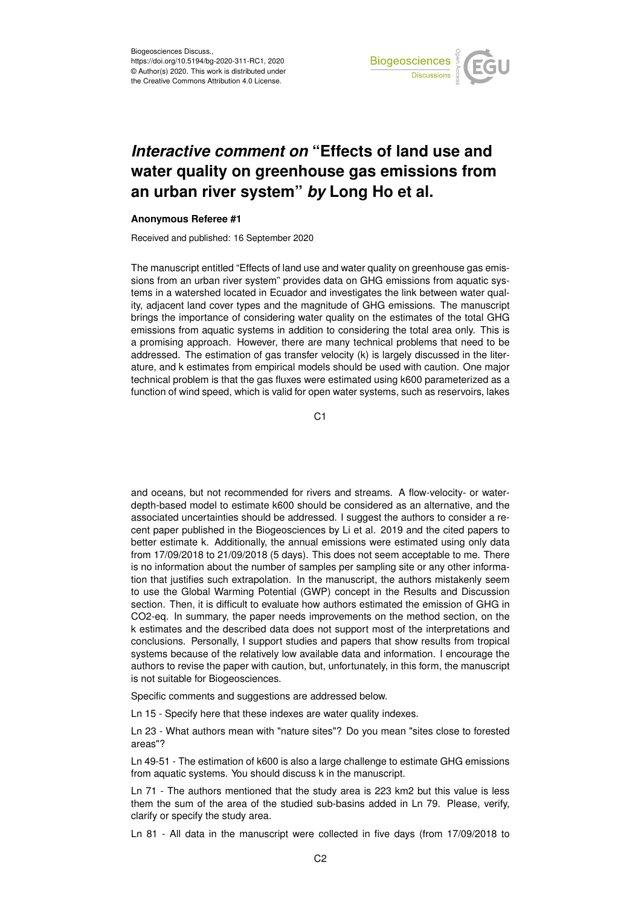Biogeosciences Discuss.,
https://doi.org/10.5194/bg-2020-311-RC1, 2020
© Author(s) 2020. This work is distributed under
the Creative Commons Attribution 4.0 License.

# *Interactive comment on* "Effects of land use and water quality on greenhouse gas emissions from an urban river system" *by* Long Ho et al.

**Anonymous Referee #1**

Received and published: 16 September 2020

The manuscript entitled "Effects of land use and water quality on greenhouse gas emissions from aquatic systems in a watershed located in Ecuador and investigates the link between water quality, adjacent land cover types and the magnitude of GHG emissions. The manuscript brings the importance of considering water quality on the estimates of the total GHG emissions from aquatic systems in addition to considering the total area only. This is a promising approach. However, there are many technical problems that need to be addressed. The estimation of gas transfer velocity (k) is largely discussed in the literature, and k estimates from empirical models should be used with caution. One major technical problem is that the gas fluxes were estimated using k600 parameterized as a function of wind speed, which is valid for open water systems, such as reservoirs, lakes and oceans, but not recommended for rivers and streams. A flow-velocity- or water-depth-based model to estimate k600 should be considered as an alternative, and the associated uncertainties should be addressed. I suggest the authors to consider a recent paper published in the Biogeosciences by Li et al. 2019 and the cited papers to better estimate k. Additionally, the annual emissions were estimated using only data from 17/09/2018 to 21/09/2018 (5 days). This does not seem acceptable to me. There is no information about the number of samples per sampling site or any other information that justifies such extrapolation. In the manuscript, the authors mistakenly seem to use the Global Warming Potential (GWP) concept in the Results and Discussion section. Then, it is difficult to evaluate how authors estimated the emission of GHG in CO2-eq. In summary, the paper needs improvements on the method section, on the k estimates and the described data does not support most of the interpretations and conclusions. Personally, I support studies and papers that show results from tropical systems because of the relatively low available data and information. I encourage the authors to revise the paper with caution, but, unfortunately, in this form, the manuscript is not suitable for Biogeosciences.

Specific comments and suggestions are addressed below.

Ln 15 - Specify here that these indexes are water quality indexes.

Ln 23 - What authors mean with "nature sites"? Do you mean "sites close to forested areas"?

Ln 49-51 - The estimation of k600 is also a large challenge to estimate GHG emissions from aquatic systems. You should discuss k in the manuscript.

Ln 71 - The authors mentioned that the study area is 223 km2 but this value is less them the sum of the area of the studied sub-basins added in Ln 79. Please, verify, clarify or specify the study area.

Ln 81 - All data in the manuscript were collected in five days (from 17/09/2018 to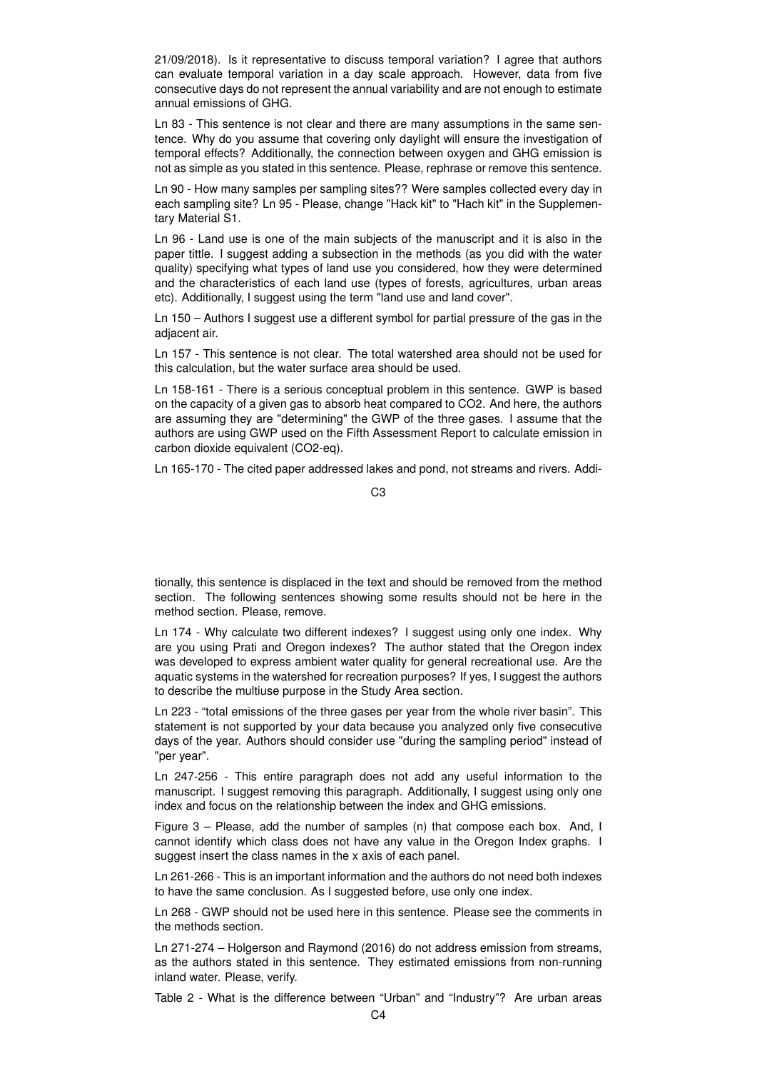21/09/2018). Is it representative to discuss temporal variation? I agree that authors can evaluate temporal variation in a day scale approach. However, data from five consecutive days do not represent the annual variability and are not enough to estimate annual emissions of GHG.

Ln 83 - This sentence is not clear and there are many assumptions in the same sentence. Why do you assume that covering only daylight will ensure the investigation of temporal effects? Additionally, the connection between oxygen and GHG emission is not as simple as you stated in this sentence. Please, rephrase or remove this sentence.

Ln 90 - How many samples per sampling sites?? Were samples collected every day in each sampling site? Ln 95 - Please, change "Hack kit" to "Hach kit" in the Supplementary Material S1.

Ln 96 - Land use is one of the main subjects of the manuscript and it is also in the paper tittle. I suggest adding a subsection in the methods (as you did with the water quality) specifying what types of land use you considered, how they were determined and the characteristics of each land use (types of forests, agricultures, urban areas etc). Additionally, I suggest using the term "land use and land cover".

Ln 150 – Authors I suggest use a different symbol for partial pressure of the gas in the adjacent air.

Ln 157 - This sentence is not clear. The total watershed area should not be used for this calculation, but the water surface area should be used.

Ln 158-161 - There is a serious conceptual problem in this sentence. GWP is based on the capacity of a given gas to absorb heat compared to CO2. And here, the authors are assuming they are "determining" the GWP of the three gases. I assume that the authors are using GWP used on the Fifth Assessment Report to calculate emission in carbon dioxide equivalent (CO2-eq).

Ln 165-170 - The cited paper addressed lakes and pond, not streams and rivers. Additionally, this sentence is displaced in the text and should be removed from the method section. The following sentences showing some results should not be here in the method section. Please, remove.

Ln 174 - Why calculate two different indexes? I suggest using only one index. Why are you using Prati and Oregon indexes? The author stated that the Oregon index was developed to express ambient water quality for general recreational use. Are the aquatic systems in the watershed for recreation purposes? If yes, I suggest the authors to describe the multiuse purpose in the Study Area section.

Ln 223 - "total emissions of the three gases per year from the whole river basin". This statement is not supported by your data because you analyzed only five consecutive days of the year. Authors should consider use "during the sampling period" instead of "per year".

Ln 247-256 - This entire paragraph does not add any useful information to the manuscript. I suggest removing this paragraph. Additionally, I suggest using only one index and focus on the relationship between the index and GHG emissions.

Figure 3 – Please, add the number of samples (n) that compose each box. And, I cannot identify which class does not have any value in the Oregon Index graphs. I suggest insert the class names in the x axis of each panel.

Ln 261-266 - This is an important information and the authors do not need both indexes to have the same conclusion. As I suggested before, use only one index.

Ln 268 - GWP should not be used here in this sentence. Please see the comments in the methods section.

Ln 271-274 – Holgerson and Raymond (2016) do not address emission from streams, as the authors stated in this sentence. They estimated emissions from non-running inland water. Please, verify.

Table 2 - What is the difference between "Urban" and "Industry"? Are urban areas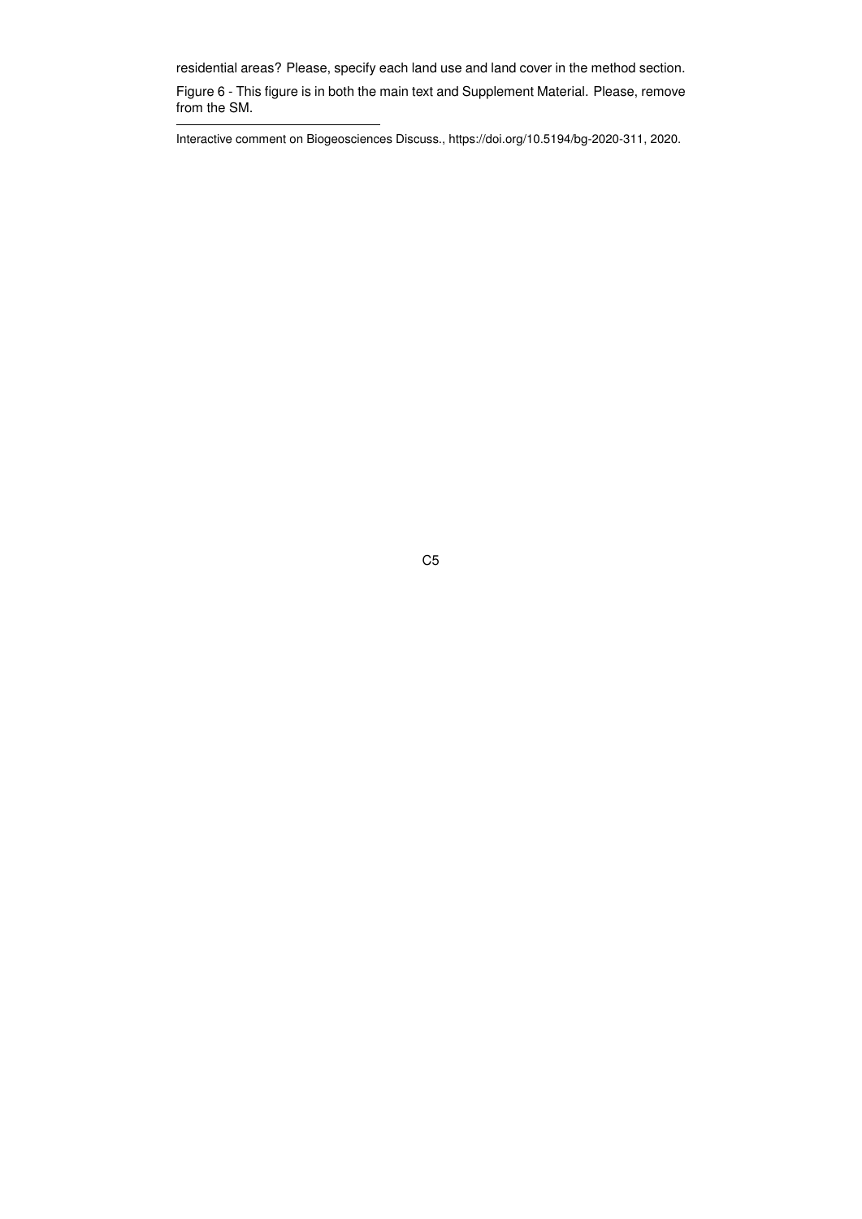residential areas? Please, specify each land use and land cover in the method section.

Figure 6 - This figure is in both the main text and Supplement Material. Please, remove from the SM.

---

Interactive comment on Biogeosciences Discuss., https://doi.org/10.5194/bg-2020-311, 2020.